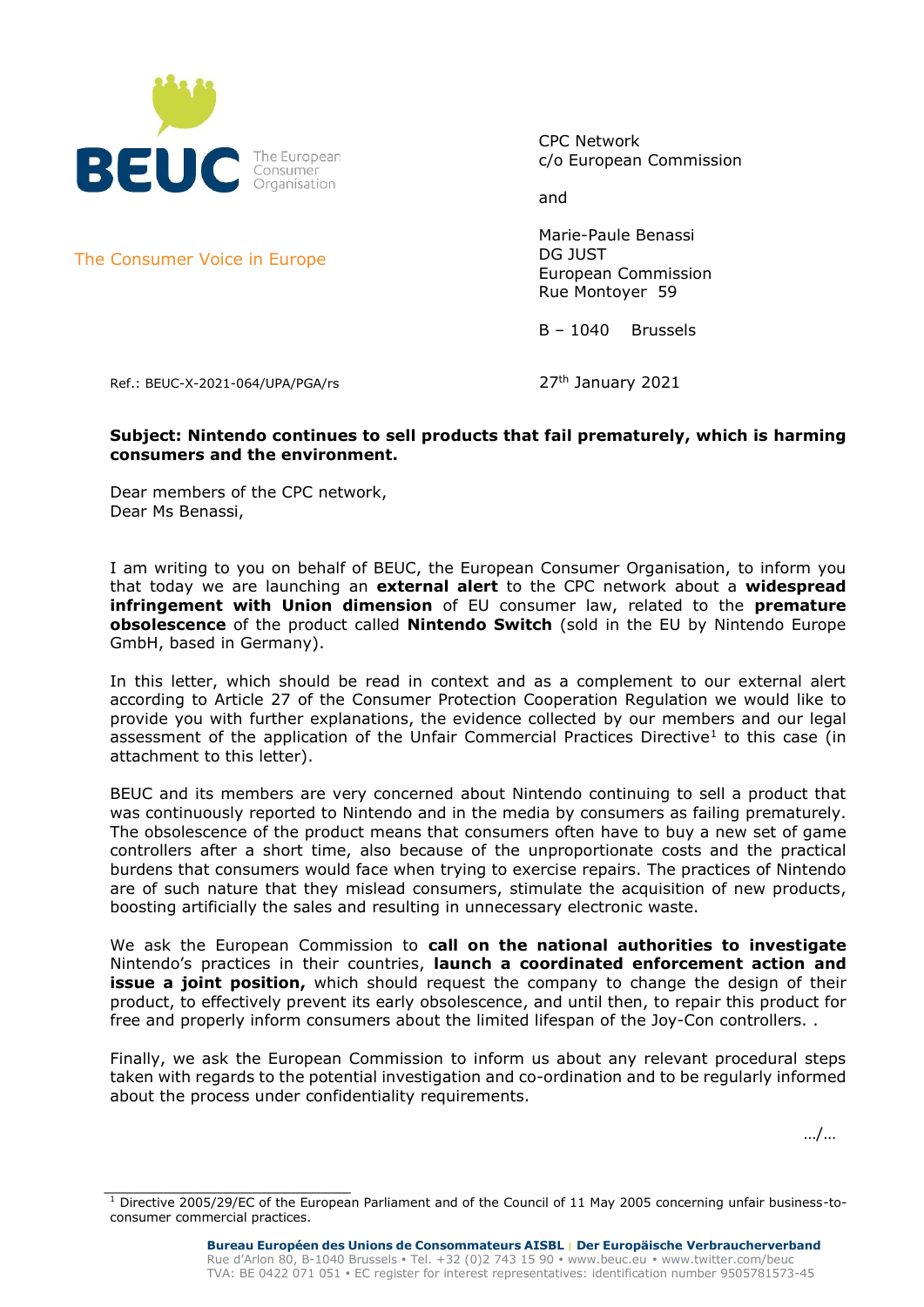BEUC The European Consumer Organisation

The Consumer Voice in Europe

CPC Network
c/o European Commission

and

Marie-Paule Benassi
DG JUST
European Commission
Rue Montoyer 59

B – 1040 Brussels

Ref.: BEUC-X-2021-064/UPA/PGA/rs

27th January 2021

**Subject: Nintendo continues to sell products that fail prematurely, which is harming consumers and the environment.**

Dear members of the CPC network,
Dear Ms Benassi,

I am writing to you on behalf of BEUC, the European Consumer Organisation, to inform you that today we are launching an **external alert** to the CPC network about a **widespread infringement with Union dimension** of EU consumer law, related to the **premature obsolescence** of the product called **Nintendo Switch** (sold in the EU by Nintendo Europe GmbH, based in Germany).

In this letter, which should be read in context and as a complement to our external alert according to Article 27 of the Consumer Protection Cooperation Regulation we would like to provide you with further explanations, the evidence collected by our members and our legal assessment of the application of the Unfair Commercial Practices Directive[1] to this case (in attachment to this letter).

BEUC and its members are very concerned about Nintendo continuing to sell a product that was continuously reported to Nintendo and in the media by consumers as failing prematurely. The obsolescence of the product means that consumers often have to buy a new set of game controllers after a short time, also because of the unproportionate costs and the practical burdens that consumers would face when trying to exercise repairs. The practices of Nintendo are of such nature that they mislead consumers, stimulate the acquisition of new products, boosting artificially the sales and resulting in unnecessary electronic waste.

We ask the European Commission to **call on the national authorities to investigate** Nintendo's practices in their countries, **launch a coordinated enforcement action and issue a joint position,** which should request the company to change the design of their product, to effectively prevent its early obsolescence, and until then, to repair this product for free and properly inform consumers about the limited lifespan of the Joy-Con controllers. .

Finally, we ask the European Commission to inform us about any relevant procedural steps taken with regards to the potential investigation and co-ordination and to be regularly informed about the process under confidentiality requirements.

…/…

[1] Directive 2005/29/EC of the European Parliament and of the Council of 11 May 2005 concerning unfair business-to-consumer commercial practices.

**Bureau Européen des Unions de Consommateurs AISBL | Der Europäische Verbraucherverband**
Rue d'Arlon 80, B-1040 Brussels • Tel. +32 (0)2 743 15 90 • www.beuc.eu • www.twitter.com/beuc
TVA: BE 0422 071 051 • EC register for interest representatives: identification number 9505781573-45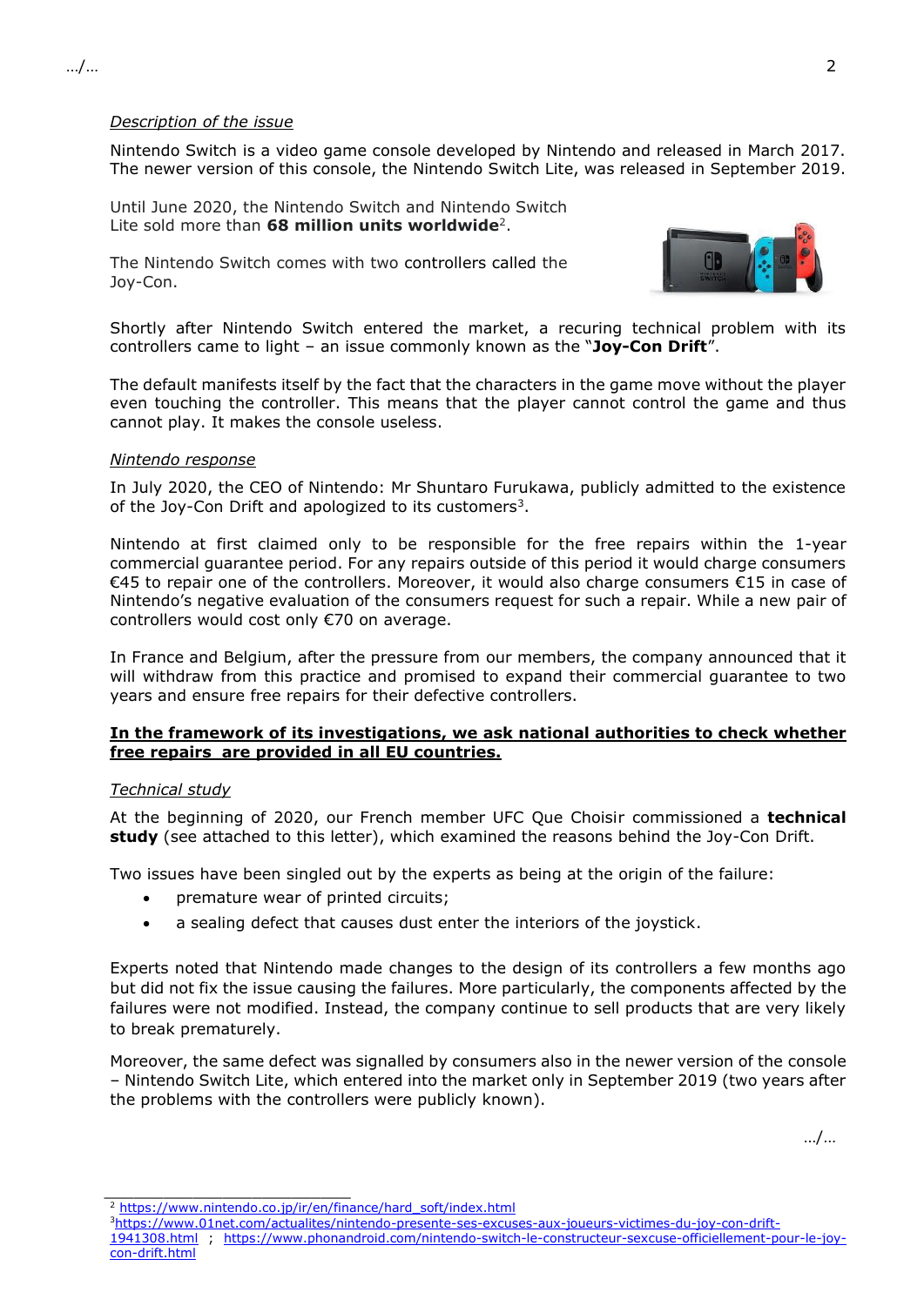*Description of the issue*

Nintendo Switch is a video game console developed by Nintendo and released in March 2017. The newer version of this console, the Nintendo Switch Lite, was released in September 2019.

Until June 2020, the Nintendo Switch and Nintendo Switch Lite sold more than **68 million units worldwide**[2].

The Nintendo Switch comes with two controllers called the Joy-Con.

Shortly after Nintendo Switch entered the market, a recuring technical problem with its controllers came to light – an issue commonly known as the "**Joy-Con Drift**".

The default manifests itself by the fact that the characters in the game move without the player even touching the controller. This means that the player cannot control the game and thus cannot play. It makes the console useless.

*Nintendo response*

In July 2020, the CEO of Nintendo: Mr Shuntaro Furukawa, publicly admitted to the existence of the Joy-Con Drift and apologized to its customers[3].

Nintendo at first claimed only to be responsible for the free repairs within the 1-year commercial guarantee period. For any repairs outside of this period it would charge consumers €45 to repair one of the controllers. Moreover, it would also charge consumers €15 in case of Nintendo's negative evaluation of the consumers request for such a repair. While a new pair of controllers would cost only €70 on average.

In France and Belgium, after the pressure from our members, the company announced that it will withdraw from this practice and promised to expand their commercial guarantee to two years and ensure free repairs for their defective controllers.

**In the framework of its investigations, we ask national authorities to check whether free repairs are provided in all EU countries.**

*Technical study*

At the beginning of 2020, our French member UFC Que Choisir commissioned a **technical study** (see attached to this letter), which examined the reasons behind the Joy-Con Drift.

Two issues have been singled out by the experts as being at the origin of the failure:

- premature wear of printed circuits;
- a sealing defect that causes dust enter the interiors of the joystick.

Experts noted that Nintendo made changes to the design of its controllers a few months ago but did not fix the issue causing the failures. More particularly, the components affected by the failures were not modified. Instead, the company continue to sell products that are very likely to break prematurely.

Moreover, the same defect was signalled by consumers also in the newer version of the console – Nintendo Switch Lite, which entered into the market only in September 2019 (two years after the problems with the controllers were publicly known).

---

[2] https://www.nintendo.co.jp/ir/en/finance/hard_soft/index.html

[3] https://www.01net.com/actualites/nintendo-presente-ses-excuses-aux-joueurs-victimes-du-joy-con-drift-1941308.html ; https://www.phonandroid.com/nintendo-switch-le-constructeur-sexcuse-officiellement-pour-le-joy-con-drift.html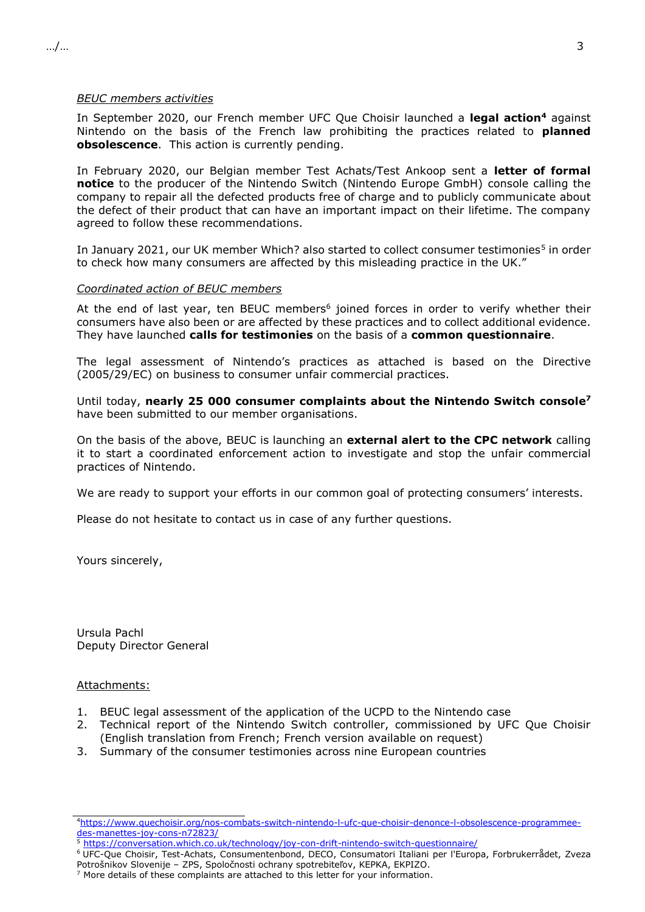*BEUC members activities*

In September 2020, our French member UFC Que Choisir launched a **legal action**[4] against Nintendo on the basis of the French law prohibiting the practices related to **planned obsolescence**. This action is currently pending.

In February 2020, our Belgian member Test Achats/Test Ankoop sent a **letter of formal notice** to the producer of the Nintendo Switch (Nintendo Europe GmbH) console calling the company to repair all the defected products free of charge and to publicly communicate about the defect of their product that can have an important impact on their lifetime. The company agreed to follow these recommendations.

In January 2021, our UK member Which? also started to collect consumer testimonies[5] in order to check how many consumers are affected by this misleading practice in the UK."

*Coordinated action of BEUC members*

At the end of last year, ten BEUC members[6] joined forces in order to verify whether their consumers have also been or are affected by these practices and to collect additional evidence. They have launched **calls for testimonies** on the basis of a **common questionnaire**.

The legal assessment of Nintendo's practices as attached is based on the Directive (2005/29/EC) on business to consumer unfair commercial practices.

Until today, **nearly 25 000 consumer complaints about the Nintendo Switch console**[7] have been submitted to our member organisations.

On the basis of the above, BEUC is launching an **external alert to the CPC network** calling it to start a coordinated enforcement action to investigate and stop the unfair commercial practices of Nintendo.

We are ready to support your efforts in our common goal of protecting consumers' interests.

Please do not hesitate to contact us in case of any further questions.

Yours sincerely,

Ursula Pachl
Deputy Director General

Attachments:

1. BEUC legal assessment of the application of the UCPD to the Nintendo case
2. Technical report of the Nintendo Switch controller, commissioned by UFC Que Choisir (English translation from French; French version available on request)
3. Summary of the consumer testimonies across nine European countries

---

[4] https://www.quechoisir.org/nos-combats-switch-nintendo-l-ufc-que-choisir-denonce-l-obsolescence-programmee-des-manettes-joy-cons-n72823/

[5] https://conversation.which.co.uk/technology/joy-con-drift-nintendo-switch-questionnaire/

[6] UFC-Que Choisir, Test-Achats, Consumentenbond, DECO, Consumatori Italiani per l'Europa, Forbrukerrådet, Zveza Potrošnikov Slovenije – ZPS, Spoločnosti ochrany spotrebiteľov, KEPKA, EKPIZO.

[7] More details of these complaints are attached to this letter for your information.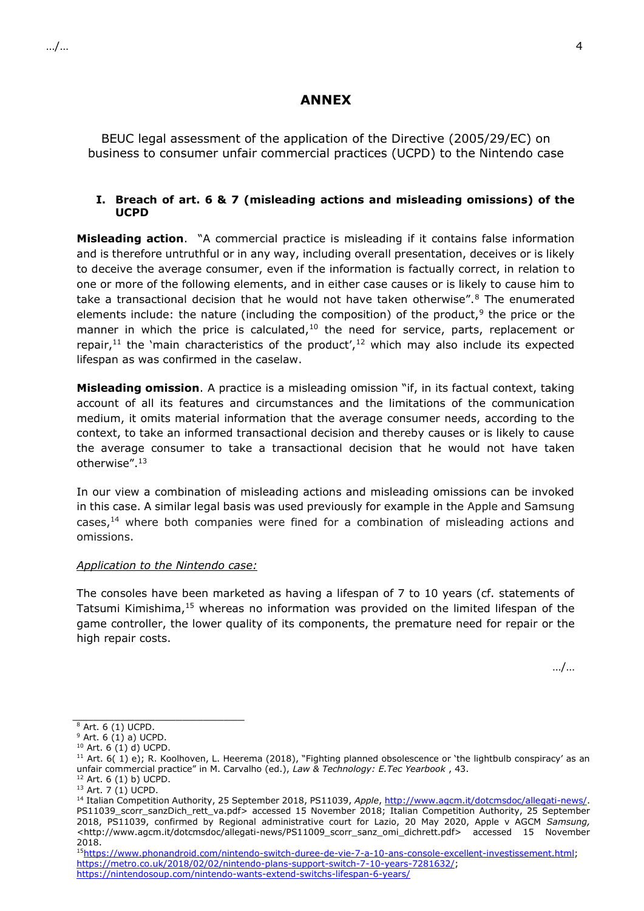# ANNEX

BEUC legal assessment of the application of the Directive (2005/29/EC) on business to consumer unfair commercial practices (UCPD) to the Nintendo case

## I. Breach of art. 6 & 7 (misleading actions and misleading omissions) of the UCPD

**Misleading action**. "A commercial practice is misleading if it contains false information and is therefore untruthful or in any way, including overall presentation, deceives or is likely to deceive the average consumer, even if the information is factually correct, in relation to one or more of the following elements, and in either case causes or is likely to cause him to take a transactional decision that he would not have taken otherwise".[8] The enumerated elements include: the nature (including the composition) of the product,[9] the price or the manner in which the price is calculated,[10] the need for service, parts, replacement or repair,[11] the 'main characteristics of the product',[12] which may also include its expected lifespan as was confirmed in the caselaw.

**Misleading omission**. A practice is a misleading omission "if, in its factual context, taking account of all its features and circumstances and the limitations of the communication medium, it omits material information that the average consumer needs, according to the context, to take an informed transactional decision and thereby causes or is likely to cause the average consumer to take a transactional decision that he would not have taken otherwise".[13]

In our view a combination of misleading actions and misleading omissions can be invoked in this case. A similar legal basis was used previously for example in the Apple and Samsung cases,[14] where both companies were fined for a combination of misleading actions and omissions.

<u>*Application to the Nintendo case:*</u>

The consoles have been marketed as having a lifespan of 7 to 10 years (cf. statements of Tatsumi Kimishima,[15] whereas no information was provided on the limited lifespan of the game controller, the lower quality of its components, the premature need for repair or the high repair costs.

---

[8] Art. 6 (1) UCPD.

[9] Art. 6 (1) a) UCPD.

[10] Art. 6 (1) d) UCPD.

[11] Art. 6( 1) e); R. Koolhoven, L. Heerema (2018), "Fighting planned obsolescence or 'the lightbulb conspiracy' as an unfair commercial practice" in M. Carvalho (ed.), *Law & Technology: E.Tec Yearbook* , 43.

[12] Art. 6 (1) b) UCPD.

[13] Art. 7 (1) UCPD.

[14] Italian Competition Authority, 25 September 2018, PS11039, *Apple*, http://www.agcm.it/dotcmsdoc/allegati-news/. PS11039_scorr_sanzDich_rett_va.pdf> accessed 15 November 2018; Italian Competition Authority, 25 September 2018, PS11039, confirmed by Regional administrative court for Lazio, 20 May 2020, Apple v AGCM *Samsung,* <http://www.agcm.it/dotcmsdoc/allegati-news/PS11009_scorr_sanz_omi_dichrett.pdf> accessed 15 November 2018.

[15] https://www.phonandroid.com/nintendo-switch-duree-de-vie-7-a-10-ans-console-excellent-investissement.html; https://metro.co.uk/2018/02/02/nintendo-plans-support-switch-7-10-years-7281632/; https://nintendosoup.com/nintendo-wants-extend-switchs-lifespan-6-years/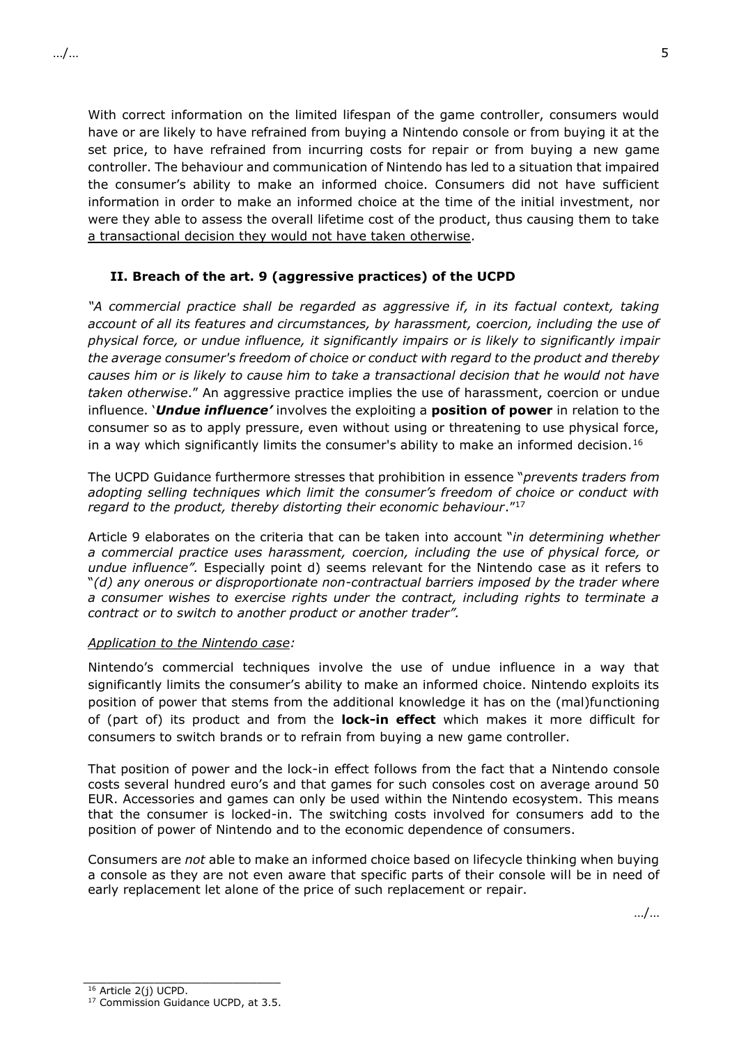With correct information on the limited lifespan of the game controller, consumers would have or are likely to have refrained from buying a Nintendo console or from buying it at the set price, to have refrained from incurring costs for repair or from buying a new game controller. The behaviour and communication of Nintendo has led to a situation that impaired the consumer's ability to make an informed choice. Consumers did not have sufficient information in order to make an informed choice at the time of the initial investment, nor were they able to assess the overall lifetime cost of the product, thus causing them to take a transactional decision they would not have taken otherwise.

### II. Breach of the art. 9 (aggressive practices) of the UCPD

*"A commercial practice shall be regarded as aggressive if, in its factual context, taking account of all its features and circumstances, by harassment, coercion, including the use of physical force, or undue influence, it significantly impairs or is likely to significantly impair the average consumer's freedom of choice or conduct with regard to the product and thereby causes him or is likely to cause him to take a transactional decision that he would not have taken otherwise*." An aggressive practice implies the use of harassment, coercion or undue influence. '***Undue influence'*** involves the exploiting a **position of power** in relation to the consumer so as to apply pressure, even without using or threatening to use physical force, in a way which significantly limits the consumer's ability to make an informed decision.[16]

The UCPD Guidance furthermore stresses that prohibition in essence "*prevents traders from adopting selling techniques which limit the consumer's freedom of choice or conduct with regard to the product, thereby distorting their economic behaviour*."[17]

Article 9 elaborates on the criteria that can be taken into account "*in determining whether a commercial practice uses harassment, coercion, including the use of physical force, or undue influence".* Especially point d) seems relevant for the Nintendo case as it refers to "*(d) any onerous or disproportionate non-contractual barriers imposed by the trader where a consumer wishes to exercise rights under the contract, including rights to terminate a contract or to switch to another product or another trader".*

*Application to the Nintendo case:*

Nintendo's commercial techniques involve the use of undue influence in a way that significantly limits the consumer's ability to make an informed choice. Nintendo exploits its position of power that stems from the additional knowledge it has on the (mal)functioning of (part of) its product and from the **lock-in effect** which makes it more difficult for consumers to switch brands or to refrain from buying a new game controller.

That position of power and the lock-in effect follows from the fact that a Nintendo console costs several hundred euro's and that games for such consoles cost on average around 50 EUR. Accessories and games can only be used within the Nintendo ecosystem. This means that the consumer is locked-in. The switching costs involved for consumers add to the position of power of Nintendo and to the economic dependence of consumers.

Consumers are *not* able to make an informed choice based on lifecycle thinking when buying a console as they are not even aware that specific parts of their console will be in need of early replacement let alone of the price of such replacement or repair.

…/…

---

[16] Article 2(j) UCPD.

[17] Commission Guidance UCPD, at 3.5.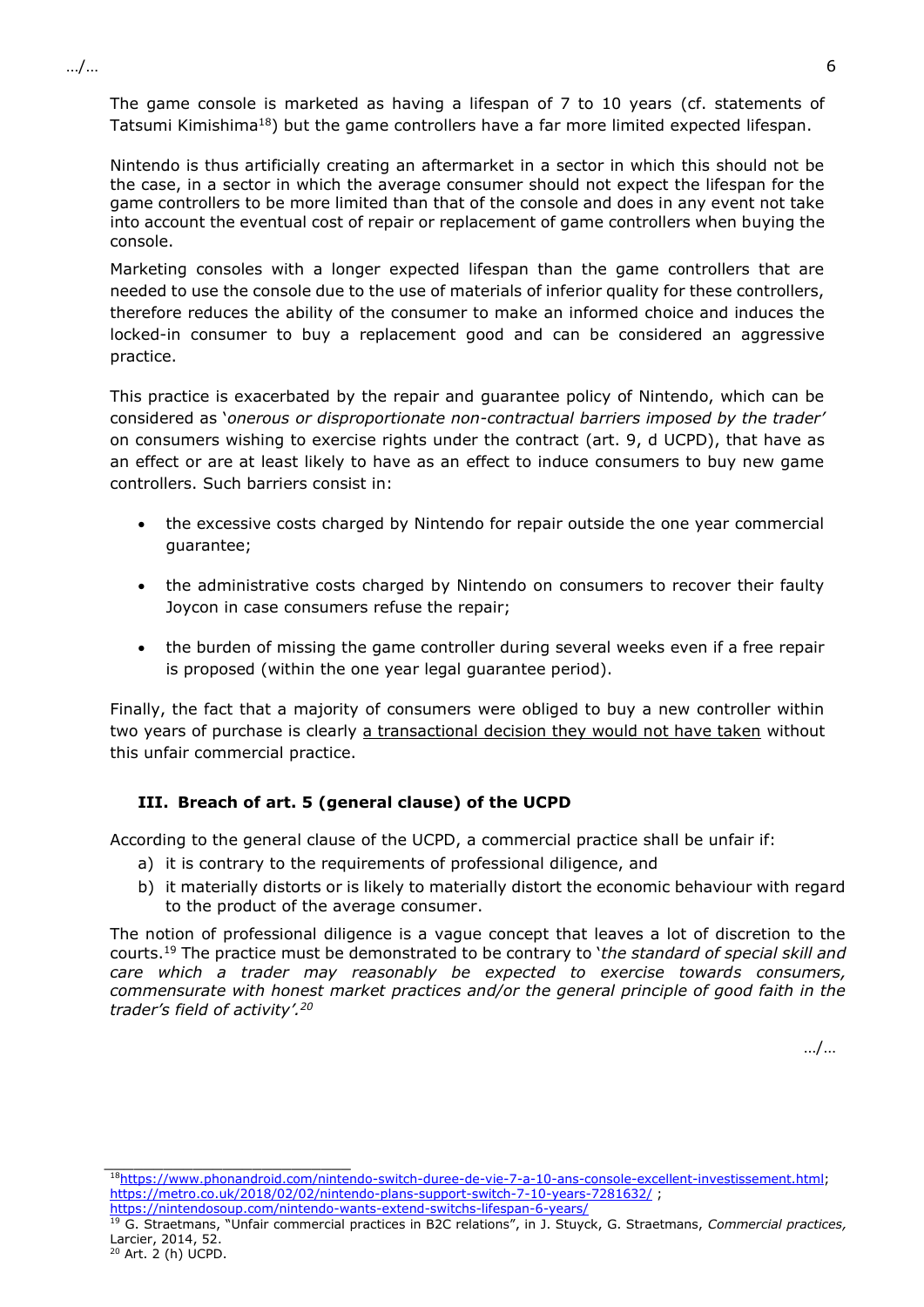The game console is marketed as having a lifespan of 7 to 10 years (cf. statements of Tatsumi Kimishima[18]) but the game controllers have a far more limited expected lifespan.

Nintendo is thus artificially creating an aftermarket in a sector in which this should not be the case, in a sector in which the average consumer should not expect the lifespan for the game controllers to be more limited than that of the console and does in any event not take into account the eventual cost of repair or replacement of game controllers when buying the console.

Marketing consoles with a longer expected lifespan than the game controllers that are needed to use the console due to the use of materials of inferior quality for these controllers, therefore reduces the ability of the consumer to make an informed choice and induces the locked-in consumer to buy a replacement good and can be considered an aggressive practice.

This practice is exacerbated by the repair and guarantee policy of Nintendo, which can be considered as '*onerous or disproportionate non-contractual barriers imposed by the trader'* on consumers wishing to exercise rights under the contract (art. 9, d UCPD), that have as an effect or are at least likely to have as an effect to induce consumers to buy new game controllers. Such barriers consist in:

- the excessive costs charged by Nintendo for repair outside the one year commercial guarantee;
- the administrative costs charged by Nintendo on consumers to recover their faulty Joycon in case consumers refuse the repair;
- the burden of missing the game controller during several weeks even if a free repair is proposed (within the one year legal guarantee period).

Finally, the fact that a majority of consumers were obliged to buy a new controller within two years of purchase is clearly <u>a transactional decision they would not have taken</u> without this unfair commercial practice.

### III. Breach of art. 5 (general clause) of the UCPD

According to the general clause of the UCPD, a commercial practice shall be unfair if:

a) it is contrary to the requirements of professional diligence, and
b) it materially distorts or is likely to materially distort the economic behaviour with regard to the product of the average consumer.

The notion of professional diligence is a vague concept that leaves a lot of discretion to the courts.[19] The practice must be demonstrated to be contrary to '*the standard of special skill and care which a trader may reasonably be expected to exercise towards consumers, commensurate with honest market practices and/or the general principle of good faith in the trader's field of activity'.*[20]

…/…

---

[18] https://www.phonandroid.com/nintendo-switch-duree-de-vie-7-a-10-ans-console-excellent-investissement.html; https://metro.co.uk/2018/02/02/nintendo-plans-support-switch-7-10-years-7281632/ ; https://nintendosoup.com/nintendo-wants-extend-switchs-lifespan-6-years/

[19] G. Straetmans, "Unfair commercial practices in B2C relations", in J. Stuyck, G. Straetmans, *Commercial practices,* Larcier, 2014, 52.

[20] Art. 2 (h) UCPD.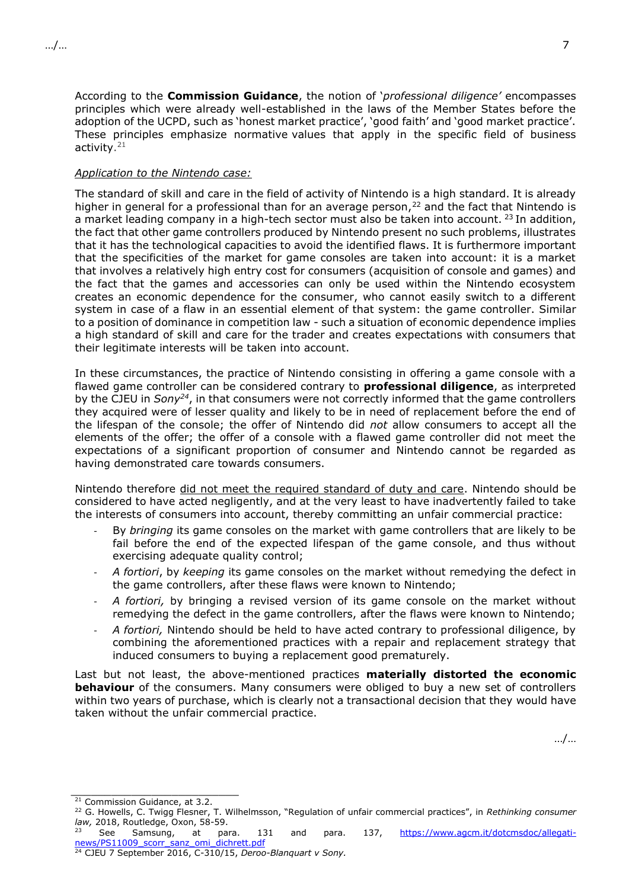According to the **Commission Guidance**, the notion of '*professional diligence'* encompasses principles which were already well-established in the laws of the Member States before the adoption of the UCPD, such as 'honest market practice', 'good faith' and 'good market practice'. These principles emphasize normative values that apply in the specific field of business activity.[21]

*Application to the Nintendo case:*

The standard of skill and care in the field of activity of Nintendo is a high standard. It is already higher in general for a professional than for an average person,[22] and the fact that Nintendo is a market leading company in a high-tech sector must also be taken into account. [23] In addition, the fact that other game controllers produced by Nintendo present no such problems, illustrates that it has the technological capacities to avoid the identified flaws. It is furthermore important that the specificities of the market for game consoles are taken into account: it is a market that involves a relatively high entry cost for consumers (acquisition of console and games) and the fact that the games and accessories can only be used within the Nintendo ecosystem creates an economic dependence for the consumer, who cannot easily switch to a different system in case of a flaw in an essential element of that system: the game controller. Similar to a position of dominance in competition law - such a situation of economic dependence implies a high standard of skill and care for the trader and creates expectations with consumers that their legitimate interests will be taken into account.

In these circumstances, the practice of Nintendo consisting in offering a game console with a flawed game controller can be considered contrary to **professional diligence**, as interpreted by the CJEU in *Sony*[24], in that consumers were not correctly informed that the game controllers they acquired were of lesser quality and likely to be in need of replacement before the end of the lifespan of the console; the offer of Nintendo did *not* allow consumers to accept all the elements of the offer; the offer of a console with a flawed game controller did not meet the expectations of a significant proportion of consumer and Nintendo cannot be regarded as having demonstrated care towards consumers.

Nintendo therefore did not meet the required standard of duty and care. Nintendo should be considered to have acted negligently, and at the very least to have inadvertently failed to take the interests of consumers into account, thereby committing an unfair commercial practice:

- By *bringing* its game consoles on the market with game controllers that are likely to be fail before the end of the expected lifespan of the game console, and thus without exercising adequate quality control;
- *A fortiori*, by *keeping* its game consoles on the market without remedying the defect in the game controllers, after these flaws were known to Nintendo;
- *A fortiori,* by bringing a revised version of its game console on the market without remedying the defect in the game controllers, after the flaws were known to Nintendo;
- *A fortiori,* Nintendo should be held to have acted contrary to professional diligence, by combining the aforementioned practices with a repair and replacement strategy that induced consumers to buying a replacement good prematurely.

Last but not least, the above-mentioned practices **materially distorted the economic behaviour** of the consumers. Many consumers were obliged to buy a new set of controllers within two years of purchase, which is clearly not a transactional decision that they would have taken without the unfair commercial practice.

…/…

---

[21] Commission Guidance, at 3.2.

[22] G. Howells, C. Twigg Flesner, T. Wilhelmsson, "Regulation of unfair commercial practices", in *Rethinking consumer law,* 2018, Routledge, Oxon, 58-59.

[23] See Samsung, at para. 131 and para. 137, https://www.agcm.it/dotcmsdoc/allegati-news/PS11009_scorr_sanz_omi_dichrett.pdf

[24] CJEU 7 September 2016, C-310/15, *Deroo-Blanquart v Sony*.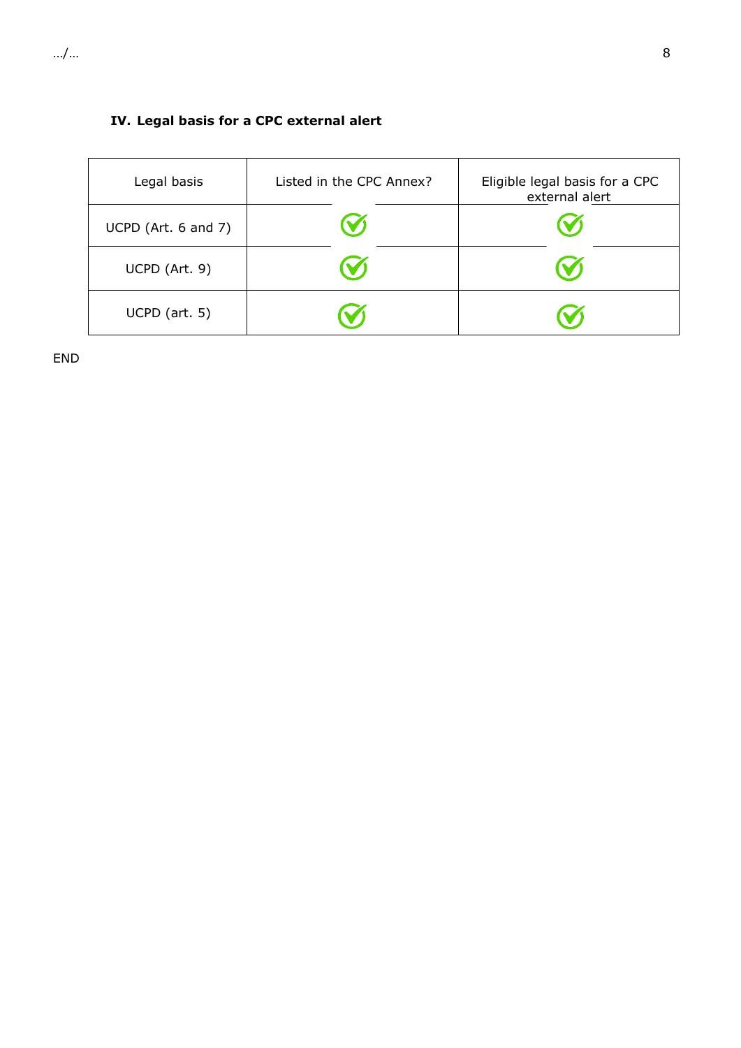## IV. Legal basis for a CPC external alert

| Legal basis | Listed in the CPC Annex? | Eligible legal basis for a CPC external alert |
|---|---|---|
| UCPD (Art. 6 and 7) | ✓ | ✓ |
| UCPD (Art. 9) | ✓ | ✓ |
| UCPD (art. 5) | ✓ | ✓ |

END